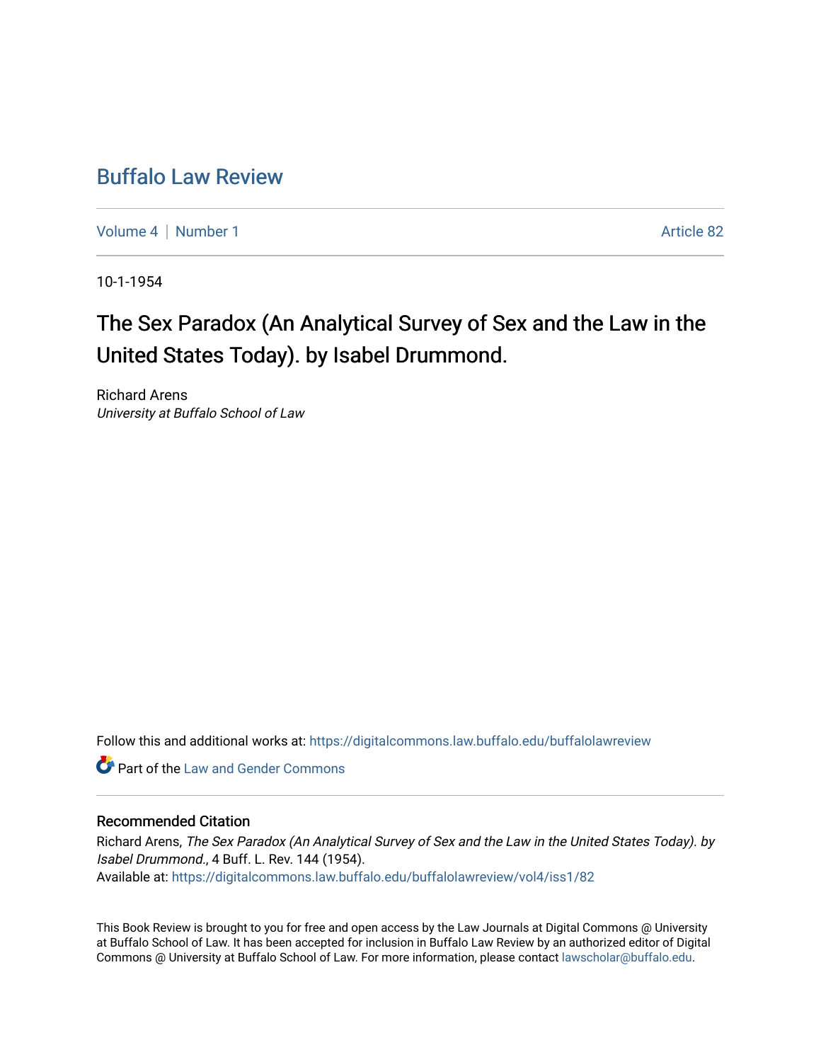# Buffalo Law Review

Volume 4 | Number 1 | Article 82

10-1-1954

## The Sex Paradox (An Analytical Survey of Sex and the Law in the United States Today). by Isabel Drummond.

Richard Arens
*University at Buffalo School of Law*

Follow this and additional works at: https://digitalcommons.law.buffalo.edu/buffalolawreview

Part of the Law and Gender Commons

### Recommended Citation

Richard Arens, *The Sex Paradox (An Analytical Survey of Sex and the Law in the United States Today). by Isabel Drummond.*, 4 Buff. L. Rev. 144 (1954).
Available at: https://digitalcommons.law.buffalo.edu/buffalolawreview/vol4/iss1/82

This Book Review is brought to you for free and open access by the Law Journals at Digital Commons @ University at Buffalo School of Law. It has been accepted for inclusion in Buffalo Law Review by an authorized editor of Digital Commons @ University at Buffalo School of Law. For more information, please contact lawscholar@buffalo.edu.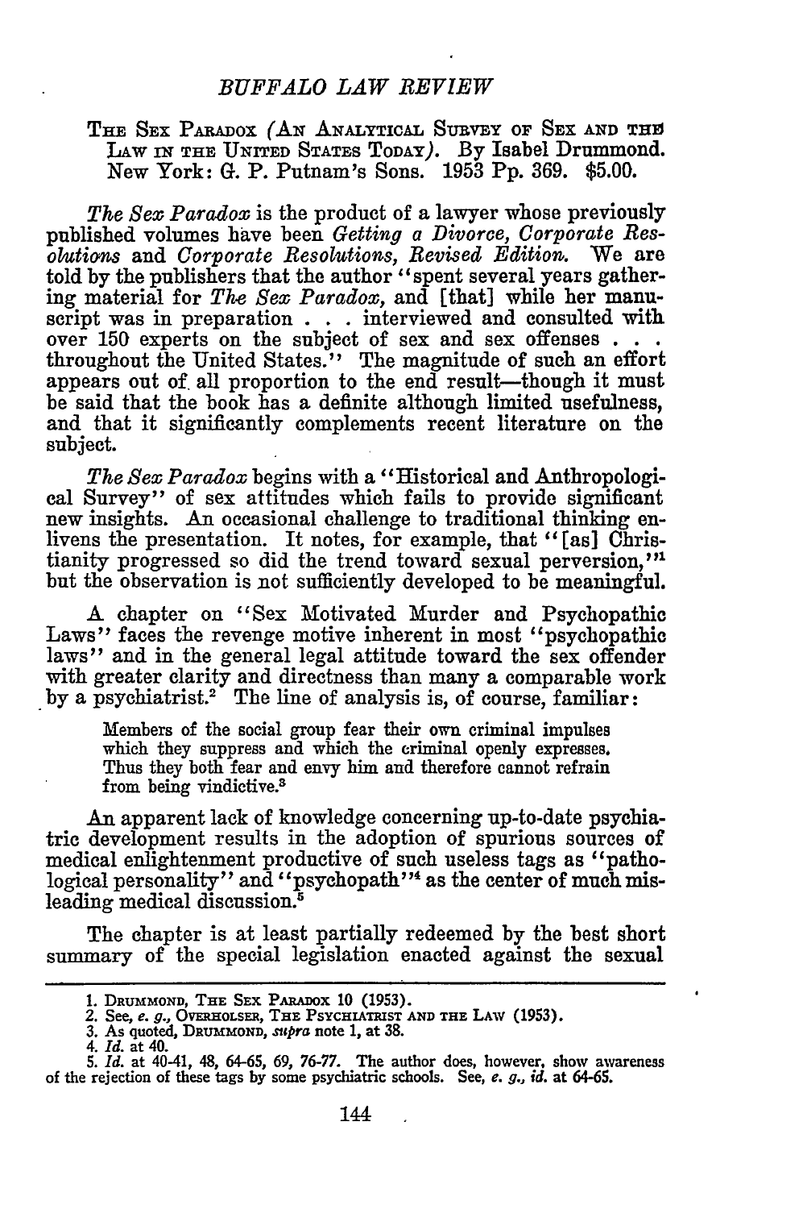THE SEX PARADOX *(AN ANALYTICAL SURVEY OF SEX AND THE LAW IN THE UNITED STATES TODAY)*. By Isabel Drummond. New York: G. P. Putnam's Sons. 1953 Pp. 369. $5.00.

*The Sex Paradox* is the product of a lawyer whose previously published volumes have been *Getting a Divorce, Corporate Resolutions* and *Corporate Resolutions, Revised Edition.* We are told by the publishers that the author "spent several years gathering material for *The Sex Paradox*, and [that] while her manuscript was in preparation . . . interviewed and consulted with over 150 experts on the subject of sex and sex offenses . . . throughout the United States." The magnitude of such an effort appears out of all proportion to the end result—though it must be said that the book has a definite although limited usefulness, and that it significantly complements recent literature on the subject.

*The Sex Paradox* begins with a "Historical and Anthropological Survey" of sex attitudes which fails to provide significant new insights. An occasional challenge to traditional thinking enlivens the presentation. It notes, for example, that "[as] Christianity progressed so did the trend toward sexual perversion,"[1] but the observation is not sufficiently developed to be meaningful.

A chapter on "Sex Motivated Murder and Psychopathic Laws" faces the revenge motive inherent in most "psychopathic laws" and in the general legal attitude toward the sex offender with greater clarity and directness than many a comparable work by a psychiatrist.[2] The line of analysis is, of course, familiar:

> Members of the social group fear their own criminal impulses which they suppress and which the criminal openly expresses. Thus they both fear and envy him and therefore cannot refrain from being vindictive.[3]

An apparent lack of knowledge concerning up-to-date psychiatric development results in the adoption of spurious sources of medical enlightenment productive of such useless tags as "pathological personality" and "psychopath"[4] as the center of much misleading medical discussion.[5]

The chapter is at least partially redeemed by the best short summary of the special legislation enacted against the sexual

---

1. DRUMMOND, THE SEX PARADOX 10 (1953).
2. See, *e. g.*, OVERHOLSER, THE PSYCHIATRIST AND THE LAW (1953).
3. As quoted, DRUMMOND, *supra* note 1, at 38.
4. *Id.* at 40.
5. *Id.* at 40-41, 48, 64-65, 69, 76-77. The author does, however, show awareness of the rejection of these tags by some psychiatric schools. See, *e. g.*, *id.* at 64-65.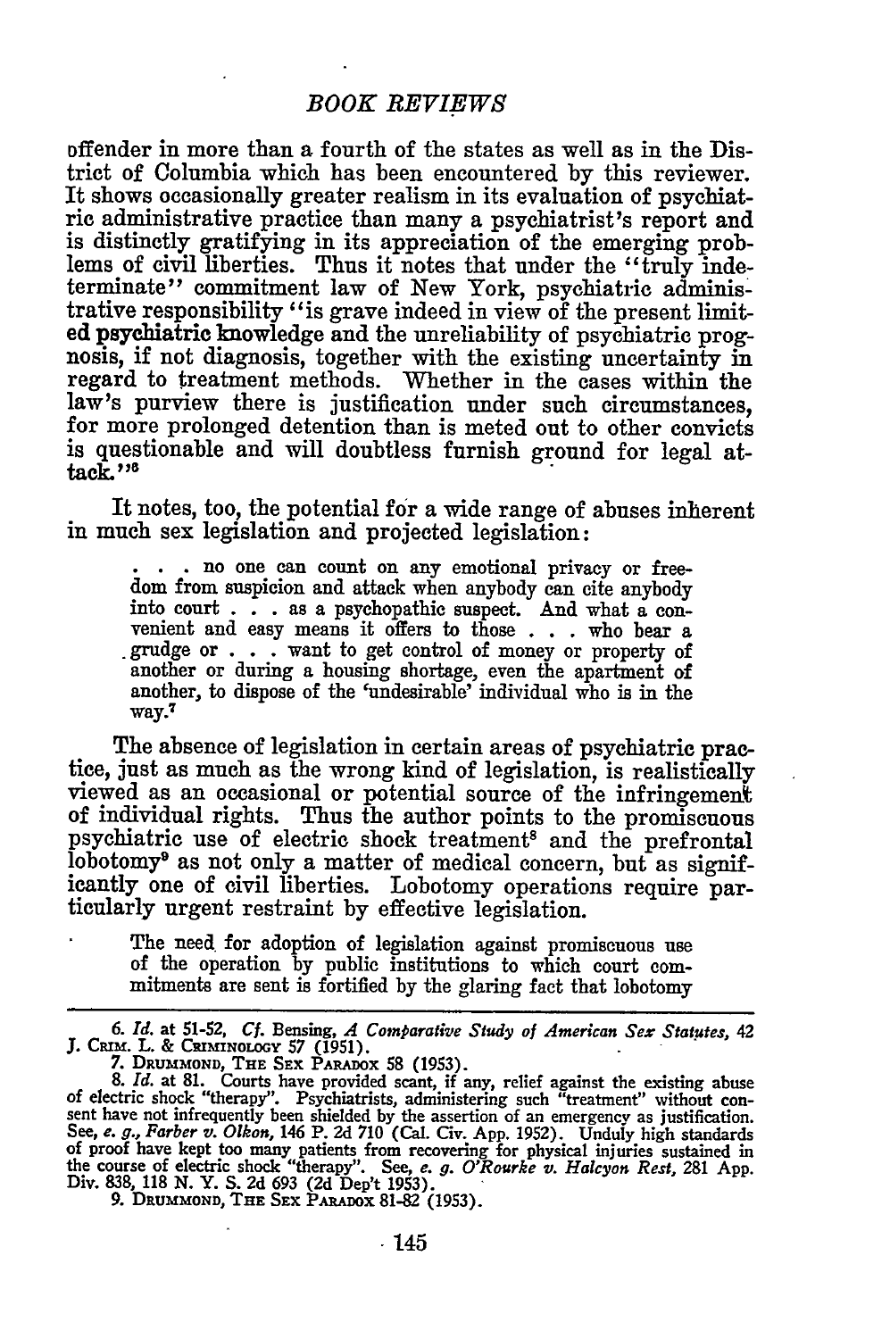offender in more than a fourth of the states as well as in the District of Columbia which has been encountered by this reviewer. It shows occasionally greater realism in its evaluation of psychiatric administrative practice than many a psychiatrist's report and is distinctly gratifying in its appreciation of the emerging problems of civil liberties. Thus it notes that under the "truly indeterminate" commitment law of New York, psychiatric administrative responsibility "is grave indeed in view of the present limited psychiatric knowledge and the unreliability of psychiatric prognosis, if not diagnosis, together with the existing uncertainty in regard to treatment methods. Whether in the cases within the law's purview there is justification under such circumstances, for more prolonged detention than is meted out to other convicts is questionable and will doubtless furnish ground for legal attack."[6]

It notes, too, the potential for a wide range of abuses inherent in much sex legislation and projected legislation:

> . . . no one can count on any emotional privacy or freedom from suspicion and attack when anybody can cite anybody into court . . . as a psychopathic suspect. And what a convenient and easy means it offers to those . . . who bear a grudge or . . . want to get control of money or property of another or during a housing shortage, even the apartment of another, to dispose of the 'undesirable' individual who is in the way.[7]

The absence of legislation in certain areas of psychiatric practice, just as much as the wrong kind of legislation, is realistically viewed as an occasional or potential source of the infringement of individual rights. Thus the author points to the promiscuous psychiatric use of electric shock treatment[8] and the prefrontal lobotomy[9] as not only a matter of medical concern, but as significantly one of civil liberties. Lobotomy operations require particularly urgent restraint by effective legislation.

> The need for adoption of legislation against promiscuous use of the operation by public institutions to which court commitments are sent is fortified by the glaring fact that lobotomy

---

6. *Id.* at 51-52, *Cf.* Bensing, *A Comparative Study of American Sex Statutes*, 42 J. CRIM. L. & CRIMINOLOGY 57 (1951).

7. DRUMMOND, THE SEX PARADOX 58 (1953).

8. *Id.* at 81. Courts have provided scant, if any, relief against the existing abuse of electric shock "therapy". Psychiatrists, administering such "treatment" without consent have not infrequently been shielded by the assertion of an emergency as justification. See, *e. g., Farber v. Olkon*, 146 P. 2d 710 (Cal. Civ. App. 1952). Unduly high standards of proof have kept too many patients from recovering for physical injuries sustained in the course of electric shock "therapy". See, *e. g. O'Rourke v. Halcyon Rest*, 281 App. Div. 838, 118 N. Y. S. 2d 693 (2d Dep't 1953).

9. DRUMMOND, THE SEX PARADOX 81-82 (1953).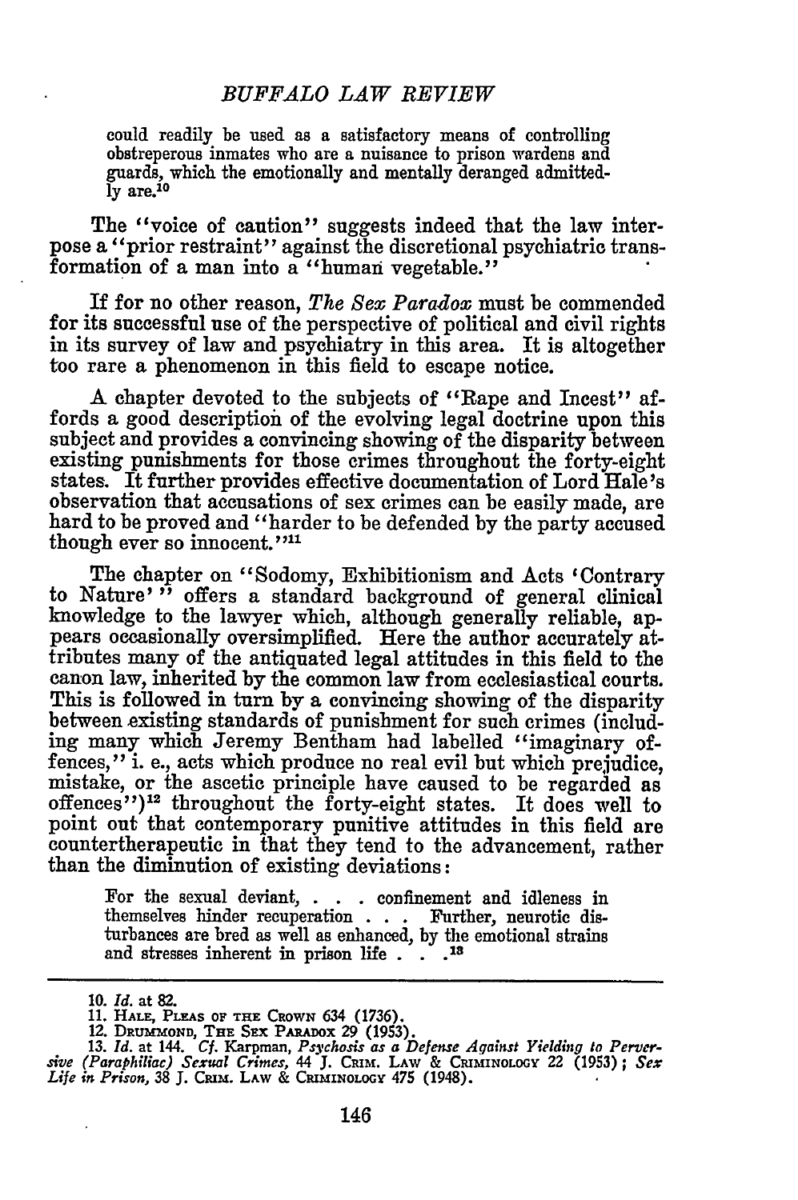> could readily be used as a satisfactory means of controlling obstreperous inmates who are a nuisance to prison wardens and guards, which the emotionally and mentally deranged admittedly are.[10]

The "voice of caution" suggests indeed that the law interpose a "prior restraint" against the discretional psychiatric transformation of a man into a "human vegetable."

If for no other reason, *The Sex Paradox* must be commended for its successful use of the perspective of political and civil rights in its survey of law and psychiatry in this area. It is altogether too rare a phenomenon in this field to escape notice.

A chapter devoted to the subjects of "Rape and Incest" affords a good description of the evolving legal doctrine upon this subject and provides a convincing showing of the disparity between existing punishments for those crimes throughout the forty-eight states. It further provides effective documentation of Lord Hale's observation that accusations of sex crimes can be easily made, are hard to be proved and "harder to be defended by the party accused though ever so innocent."[11]

The chapter on "Sodomy, Exhibitionism and Acts 'Contrary to Nature'" offers a standard background of general clinical knowledge to the lawyer which, although generally reliable, appears occasionally oversimplified. Here the author accurately attributes many of the antiquated legal attitudes in this field to the canon law, inherited by the common law from ecclesiastical courts. This is followed in turn by a convincing showing of the disparity between existing standards of punishment for such crimes (including many which Jeremy Bentham had labelled "imaginary offences," i. e., acts which produce no real evil but which prejudice, mistake, or the ascetic principle have caused to be regarded as offences")[12] throughout the forty-eight states. It does well to point out that contemporary punitive attitudes in this field are countertherapeutic in that they tend to the advancement, rather than the diminution of existing deviations:

> For the sexual deviant, . . . confinement and idleness in themselves hinder recuperation . . . Further, neurotic disturbances are bred as well as enhanced, by the emotional strains and stresses inherent in prison life . . .[13]

---

10. *Id.* at 82.
11. HALE, PLEAS OF THE CROWN 634 (1736).
12. DRUMMOND, THE SEX PARADOX 29 (1953).
13. *Id.* at 144. *Cf.* Karpman, *Psychosis as a Defense Against Yielding to Perversive (Paraphiliac) Sexual Crimes*, 44 J. CRIM. LAW & CRIMINOLOGY 22 (1953); *Sex Life in Prison*, 38 J. CRIM. LAW & CRIMINOLOGY 475 (1948).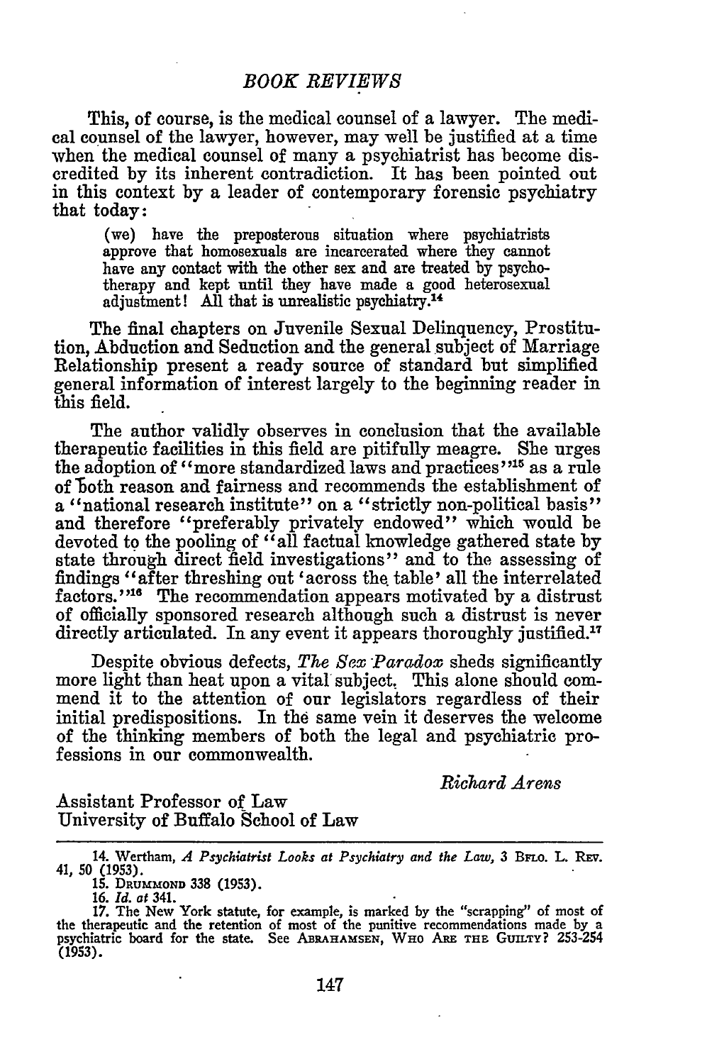This, of course, is the medical counsel of a lawyer. The medical counsel of the lawyer, however, may well be justified at a time when the medical counsel of many a psychiatrist has become discredited by its inherent contradiction. It has been pointed out in this context by a leader of contemporary forensic psychiatry that today:

> (we) have the preposterous situation where psychiatrists approve that homosexuals are incarcerated where they cannot have any contact with the other sex and are treated by psychotherapy and kept until they have made a good heterosexual adjustment! All that is unrealistic psychiatry.[14]

The final chapters on Juvenile Sexual Delinquency, Prostitution, Abduction and Seduction and the general subject of Marriage Relationship present a ready source of standard but simplified general information of interest largely to the beginning reader in this field.

The author validly observes in conclusion that the available therapeutic facilities in this field are pitifully meagre. She urges the adoption of "more standardized laws and practices"[15] as a rule of both reason and fairness and recommends the establishment of a "national research institute" on a "strictly non-political basis" and therefore "preferably privately endowed" which would be devoted to the pooling of "all factual knowledge gathered state by state through direct field investigations" and to the assessing of findings "after threshing out 'across the table' all the interrelated factors."[16] The recommendation appears motivated by a distrust of officially sponsored research although such a distrust is never directly articulated. In any event it appears thoroughly justified.[17]

Despite obvious defects, *The Sex Paradox* sheds significantly more light than heat upon a vital subject. This alone should commend it to the attention of our legislators regardless of their initial predispositions. In the same vein it deserves the welcome of the thinking members of both the legal and psychiatric professions in our commonwealth.

*Richard Arens*

Assistant Professor of Law
University of Buffalo School of Law

---

14. Wertham, *A Psychiatrist Looks at Psychiatry and the Law*, 3 BFLO. L. REV. 41, 50 (1953).

15. DRUMMOND 338 (1953).

16. *Id. at* 341.

17. The New York statute, for example, is marked by the "scrapping" of most of the therapeutic and the retention of most of the punitive recommendations made by a psychiatric board for the state. See ABRAHAMSEN, WHO ARE THE GUILTY? 253-254 (1953).